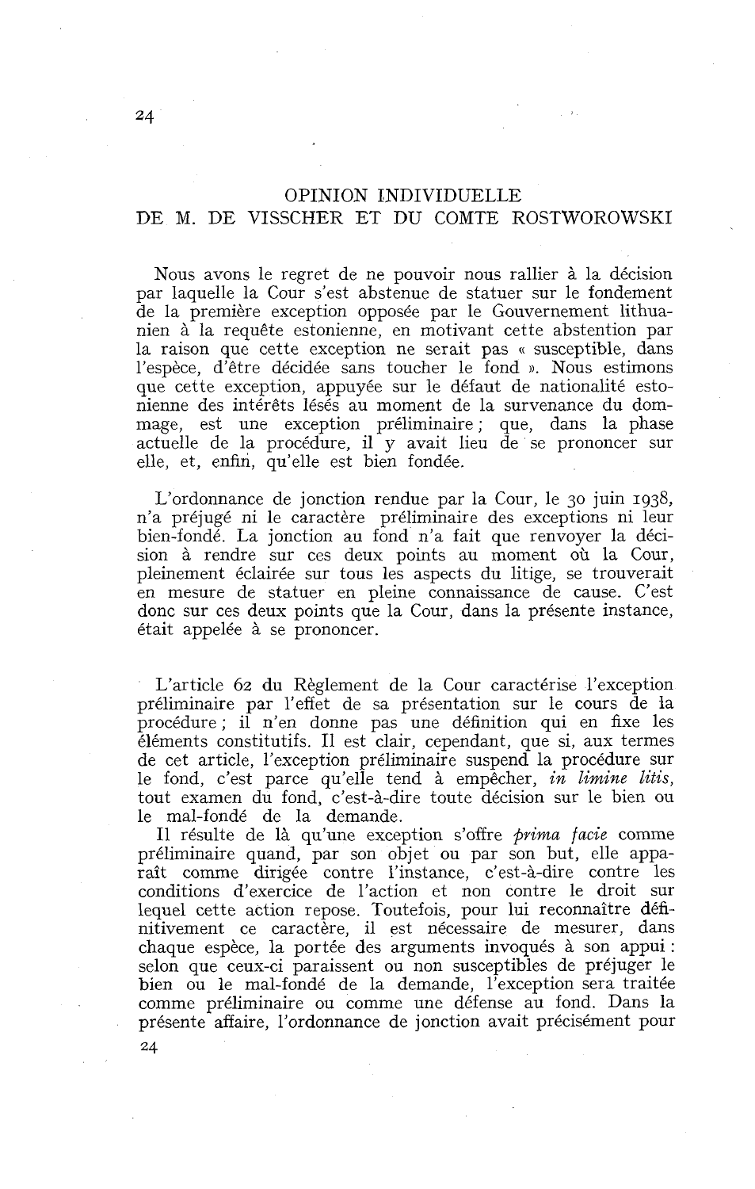# OPINION INDIVIDUELLE DE M. DE VISSCHER ET DU COMTE ROSTWOROWSKI

Nous avons le regret de ne pouvoir nous rallier à la décision par laquelle la Cour s'est abstenue de statuer sur le fondement de la première exception opposée par le Gouvernement lithuanien à la requête estonienne, en motivant cette abstention par la raison que cette exception ne serait pas « susceptible, dans l'espèce, d'être décidée sans toucher le fond ». Nous estimons que cette exception, appuyée sur le défaut de nationalité estonienne des intérêts lésés au moment de la survenance du dommage, est une exception préliminaire ; que, dans la phase actuelle de la procédure, il y avait lieu de se prononcer sur elle, et, enfin, qu'elle est bien fondée.

L'ordonnance de jonction rendue par la Cour, le 30 juin 1938, n'a préjugé ni le caractère préliminaire des exceptions ni leur bien-fondé. La jonction au fond n'a fait que renvoyer la décision à rendre sur ces deux points au moment où la Cour, pleinement éclairée sur tous les aspects du litige, se trouverait en mesure de statuer en pleine connaissance de cause. C'est donc sur ces deux points que la Cour, dans la présente instance, était appelée à se prononcer.

L'article 62 du Règlement de la Cour caractérise l'exception préliminaire par l'effet de sa présentation sur le cours de la procédure ; il n'en donne pas une définition qui en fixe les éléments constitutifs. Il est clair, cependant, que si, aux termes de cet article, l'exception préliminaire suspend la procédure sur le fond, c'est parce qu'elle tend à empêcher, *in limine litis*, tout examen du fond, c'est-à-dire toute décision sur le bien ou le mal-fondé de la demande.

Il résulte de là qu'une exception s'offre *prima facie* comme préliminaire quand, par son objet ou par son but, elle apparaît comme dirigée contre l'instance, c'est-à-dire contre les conditions d'exercice de l'action et non contre le droit sur lequel cette action repose. Toutefois, pour lui reconnaître définitivement ce caractère, il est nécessaire de mesurer, dans chaque espèce, la portée des arguments invoqués à son appui : selon que ceux-ci paraissent ou non susceptibles de préjuger le bien ou le mal-fondé de la demande, l'exception sera traitée comme préliminaire ou comme une défense au fond. Dans la présente affaire, l'ordonnance de jonction avait précisément pour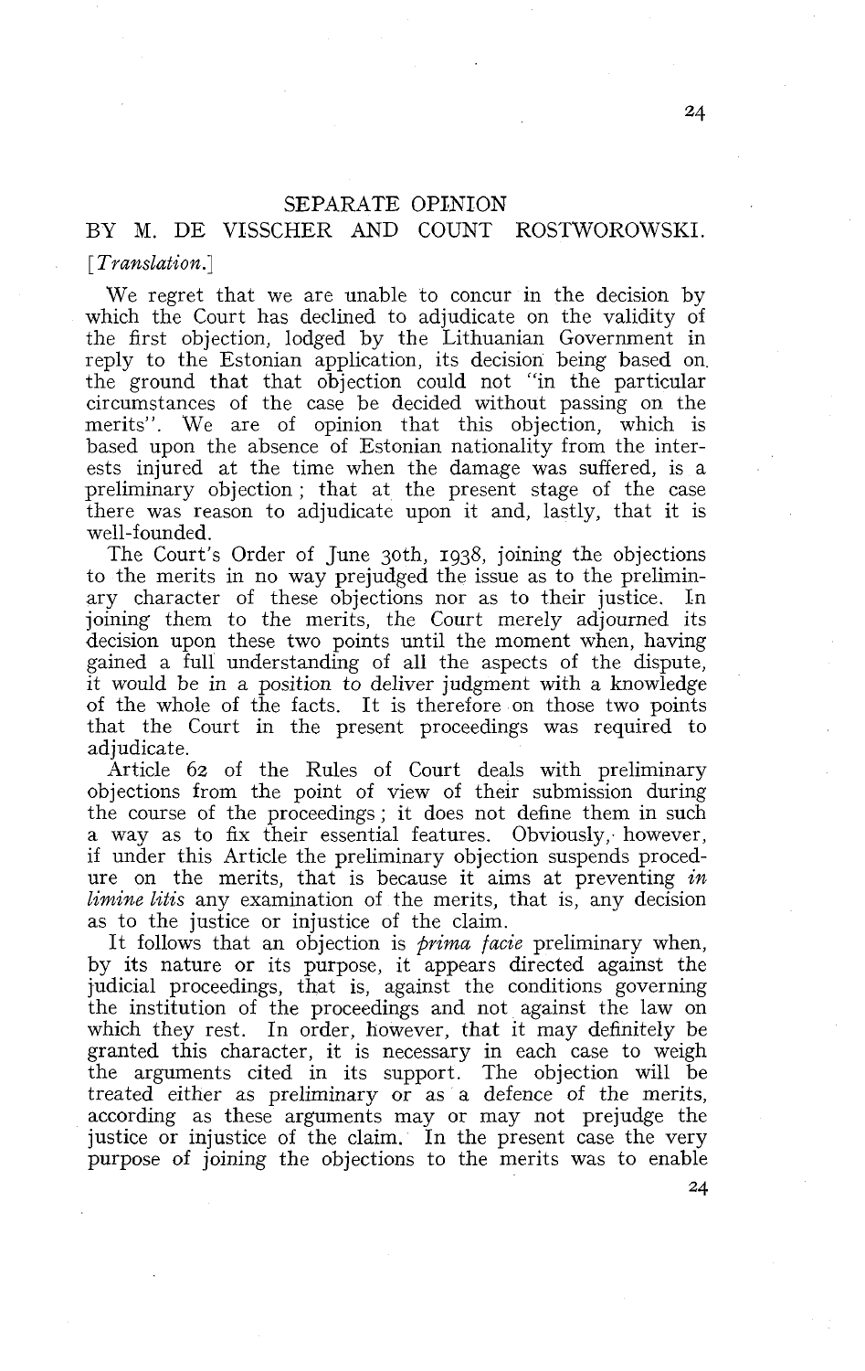## SEPARATE OPINION

### BY M. DE VISSCHER AND COUNT ROSTWOROWSKI.

[*Translation.*]

We regret that we are unable to concur in the decision by which the Court has declined to adjudicate on the validity of the first objection, lodged by the Lithuanian Government in reply to the Estonian application, its decision being based on the ground that that objection could not "in the particular circumstances of the case be decided without passing on the merits". We are of opinion that this objection, which is based upon the absence of Estonian nationality from the interests injured at the time when the damage was suffered, is a preliminary objection; that at the present stage of the case there was reason to adjudicate upon it and, lastly, that it is well-founded.

The Court's Order of June 30th, 1938, joining the objections to the merits in no way prejudged the issue as to the preliminary character of these objections nor as to their justice. In joining them to the merits, the Court merely adjourned its decision upon these two points until the moment when, having gained a full understanding of all the aspects of the dispute, it would be in a position to deliver judgment with a knowledge of the whole of the facts. It is therefore on those two points that the Court in the present proceedings was required to adjudicate.

Article 62 of the Rules of Court deals with preliminary objections from the point of view of their submission during the course of the proceedings; it does not define them in such a way as to fix their essential features. Obviously, however, if under this Article the preliminary objection suspends procedure on the merits, that is because it aims at preventing *in limine litis* any examination of the merits, that is, any decision as to the justice or injustice of the claim.

It follows that an objection is *prima facie* preliminary when, by its nature or its purpose, it appears directed against the judicial proceedings, that is, against the conditions governing the institution of the proceedings and not against the law on which they rest. In order, however, that it may definitely be granted this character, it is necessary in each case to weigh the arguments cited in its support. The objection will be treated either as preliminary or as a defence of the merits, according as these arguments may or may not prejudge the justice or injustice of the claim. In the present case the very purpose of joining the objections to the merits was to enable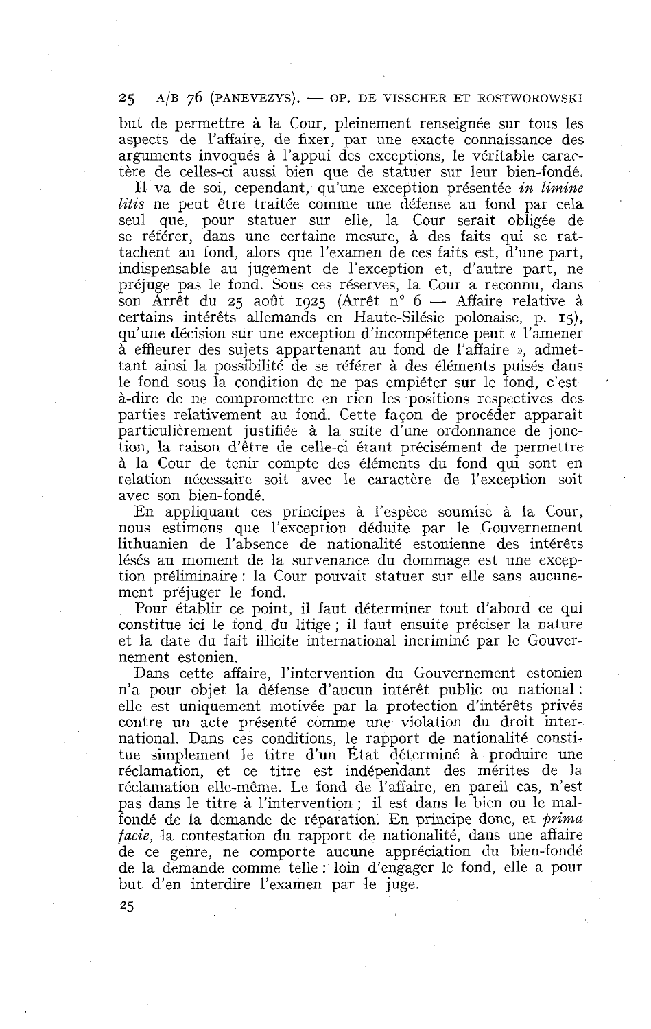but de permettre à la Cour, pleinement renseignée sur tous les aspects de l'affaire, de fixer, par une exacte connaissance des arguments invoqués à l'appui des exceptions, le véritable caractère de celles-ci aussi bien que de statuer sur leur bien-fondé.

Il va de soi, cependant, qu'une exception présentée *in limine litis* ne peut être traitée comme une défense au fond par cela seul que, pour statuer sur elle, la Cour serait obligée de se référer, dans une certaine mesure, à des faits qui se rattachent au fond, alors que l'examen de ces faits est, d'une part, indispensable au jugement de l'exception et, d'autre part, ne préjuge pas le fond. Sous ces réserves, la Cour a reconnu, dans son Arrêt du 25 août 1925 (Arrêt n° 6 — Affaire relative à certains intérêts allemands en Haute-Silésie polonaise, p. 15), qu'une décision sur une exception d'incompétence peut « l'amener à effleurer des sujets appartenant au fond de l'affaire », admettant ainsi la possibilité de se référer à des éléments puisés dans le fond sous la condition de ne pas empiéter sur le fond, c'est-à-dire de ne compromettre en rien les positions respectives des parties relativement au fond. Cette façon de procéder apparaît particulièrement justifiée à la suite d'une ordonnance de jonction, la raison d'être de celle-ci étant précisément de permettre à la Cour de tenir compte des éléments du fond qui sont en relation nécessaire soit avec le caractère de l'exception soit avec son bien-fondé.

En appliquant ces principes à l'espèce soumise à la Cour, nous estimons que l'exception déduite par le Gouvernement lithuanien de l'absence de nationalité estonienne des intérêts lésés au moment de la survenance du dommage est une exception préliminaire : la Cour pouvait statuer sur elle sans aucunement préjuger le fond.

Pour établir ce point, il faut déterminer tout d'abord ce qui constitue ici le fond du litige ; il faut ensuite préciser la nature et la date du fait illicite international incriminé par le Gouvernement estonien.

Dans cette affaire, l'intervention du Gouvernement estonien n'a pour objet la défense d'aucun intérêt public ou national : elle est uniquement motivée par la protection d'intérêts privés contre un acte présenté comme une violation du droit international. Dans ces conditions, le rapport de nationalité constitue simplement le titre d'un État déterminé à produire une réclamation, et ce titre est indépendant des mérites de la réclamation elle-même. Le fond de l'affaire, en pareil cas, n'est pas dans le titre à l'intervention ; il est dans le bien ou le mal-fondé de la demande de réparation. En principe donc, et *prima facie*, la contestation du rapport de nationalité, dans une affaire de ce genre, ne comporte aucune appréciation du bien-fondé de la demande comme telle : loin d'engager le fond, elle a pour but d'en interdire l'examen par le juge.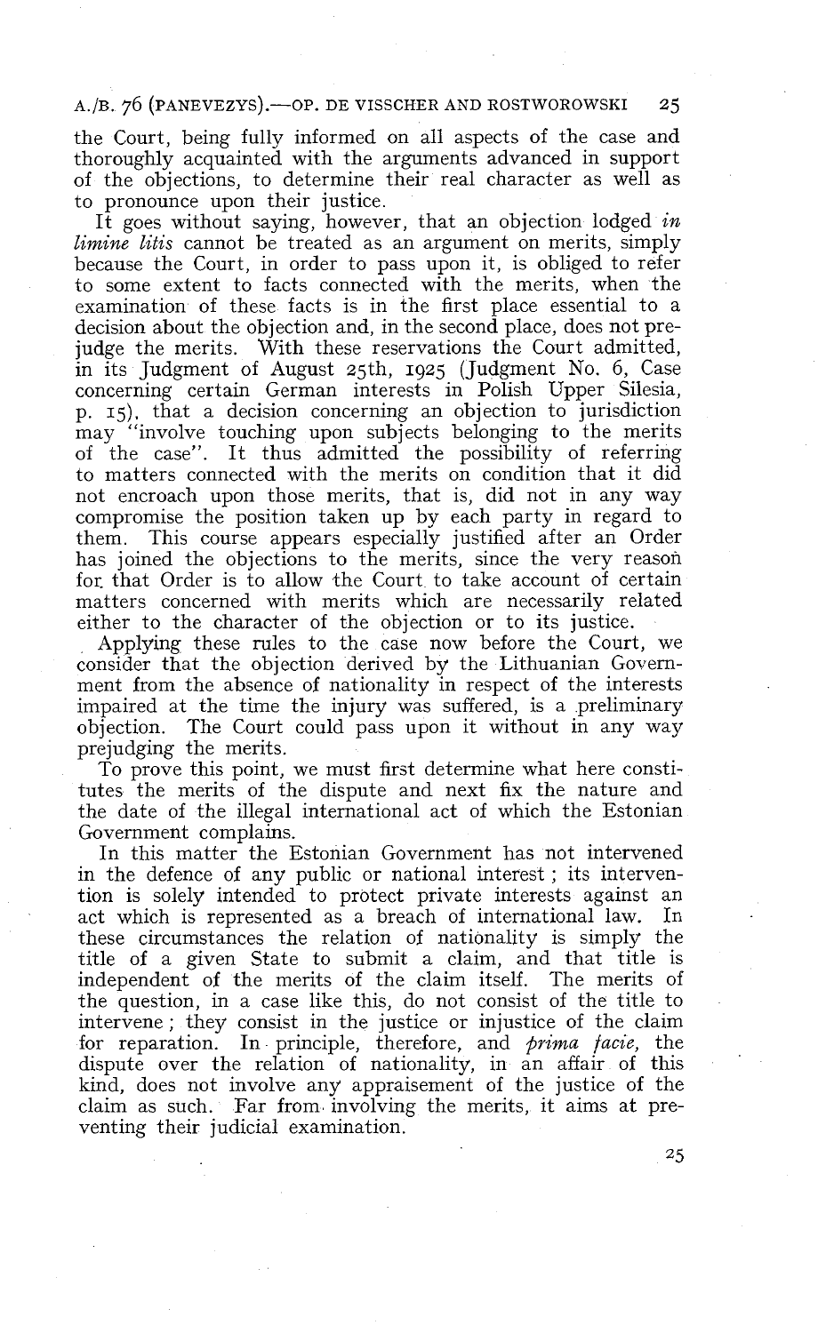the Court, being fully informed on all aspects of the case and thoroughly acquainted with the arguments advanced in support of the objections, to determine their real character as well as to pronounce upon their justice.

It goes without saying, however, that an objection lodged *in limine litis* cannot be treated as an argument on merits, simply because the Court, in order to pass upon it, is obliged to refer to some extent to facts connected with the merits, when the examination of these facts is in the first place essential to a decision about the objection and, in the second place, does not prejudge the merits. With these reservations the Court admitted, in its Judgment of August 25th, 1925 (Judgment No. 6, Case concerning certain German interests in Polish Upper Silesia, p. 15), that a decision concerning an objection to jurisdiction may "involve touching upon subjects belonging to the merits of the case". It thus admitted the possibility of referring to matters connected with the merits on condition that it did not encroach upon those merits, that is, did not in any way compromise the position taken up by each party in regard to them. This course appears especially justified after an Order has joined the objections to the merits, since the very reason for that Order is to allow the Court to take account of certain matters concerned with merits which are necessarily related either to the character of the objection or to its justice.

Applying these rules to the case now before the Court, we consider that the objection derived by the Lithuanian Government from the absence of nationality in respect of the interests impaired at the time the injury was suffered, is a preliminary objection. The Court could pass upon it without in any way prejudging the merits.

To prove this point, we must first determine what here constitutes the merits of the dispute and next fix the nature and the date of the illegal international act of which the Estonian Government complains.

In this matter the Estonian Government has not intervened in the defence of any public or national interest; its intervention is solely intended to protect private interests against an act which is represented as a breach of international law. In these circumstances the relation of nationality is simply the title of a given State to submit a claim, and that title is independent of the merits of the claim itself. The merits of the question, in a case like this, do not consist of the title to intervene; they consist in the justice or injustice of the claim for reparation. In principle, therefore, and *prima facie*, the dispute over the relation of nationality, in an affair of this kind, does not involve any appraisement of the justice of the claim as such. Far from involving the merits, it aims at preventing their judicial examination.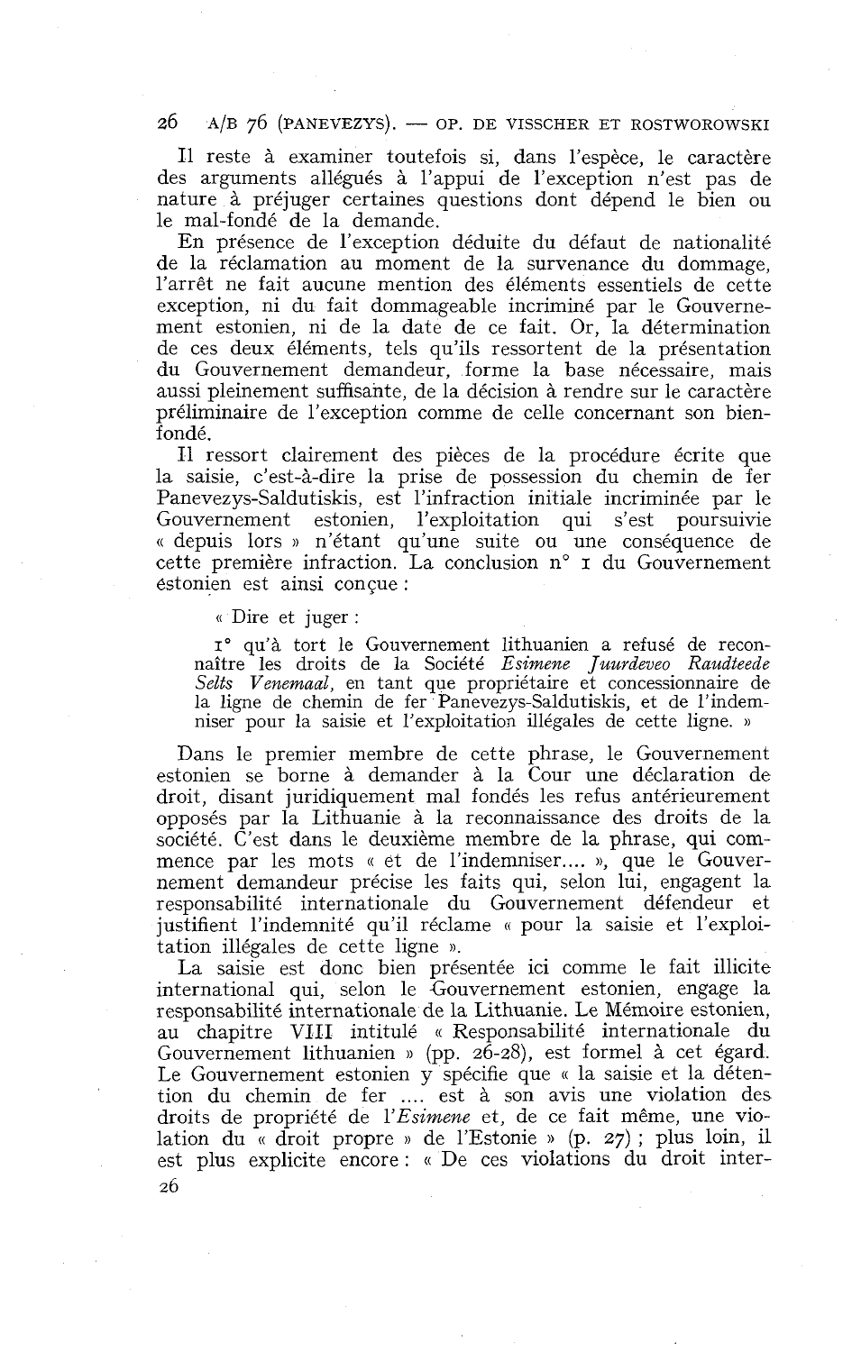Il reste à examiner toutefois si, dans l'espèce, le caractère des arguments allégués à l'appui de l'exception n'est pas de nature à préjuger certaines questions dont dépend le bien ou le mal-fondé de la demande.

En présence de l'exception déduite du défaut de nationalité de la réclamation au moment de la survenance du dommage, l'arrêt ne fait aucune mention des éléments essentiels de cette exception, ni du fait dommageable incriminé par le Gouvernement estonien, ni de la date de ce fait. Or, la détermination de ces deux éléments, tels qu'ils ressortent de la présentation du Gouvernement demandeur, forme la base nécessaire, mais aussi pleinement suffisante, de la décision à rendre sur le caractère préliminaire de l'exception comme de celle concernant son bien-fondé.

Il ressort clairement des pièces de la procédure écrite que la saisie, c'est-à-dire la prise de possession du chemin de fer Panevezys-Saldutiskis, est l'infraction initiale incriminée par le Gouvernement estonien, l'exploitation qui s'est poursuivie « depuis lors » n'étant qu'une suite ou une conséquence de cette première infraction. La conclusion n° 1 du Gouvernement estonien est ainsi conçue :

> « Dire et juger :
>
> 1° qu'à tort le Gouvernement lithuanien a refusé de reconnaître les droits de la Société *Esimene Juurdeveo Raudteede Selts Venemaal,* en tant que propriétaire et concessionnaire de la ligne de chemin de fer Panevezys-Saldutiskis, et de l'indemniser pour la saisie et l'exploitation illégales de cette ligne. »

Dans le premier membre de cette phrase, le Gouvernement estonien se borne à demander à la Cour une déclaration de droit, disant juridiquement mal fondés les refus antérieurement opposés par la Lithuanie à la reconnaissance des droits de la société. C'est dans le deuxième membre de la phrase, qui commence par les mots « et de l'indemniser.... », que le Gouvernement demandeur précise les faits qui, selon lui, engagent la responsabilité internationale du Gouvernement défendeur et justifient l'indemnité qu'il réclame « pour la saisie et l'exploitation illégales de cette ligne ».

La saisie est donc bien présentée ici comme le fait illicite international qui, selon le Gouvernement estonien, engage la responsabilité internationale de la Lithuanie. Le Mémoire estonien, au chapitre VIII intitulé « Responsabilité internationale du Gouvernement lithuanien » (pp. 26-28), est formel à cet égard. Le Gouvernement estonien y spécifie que « la saisie et la détention du chemin de fer .... est à son avis une violation des droits de propriété de l'*Esimene* et, de ce fait même, une violation du « droit propre » de l'Estonie » (p. 27) ; plus loin, il est plus explicite encore : « De ces violations du droit inter-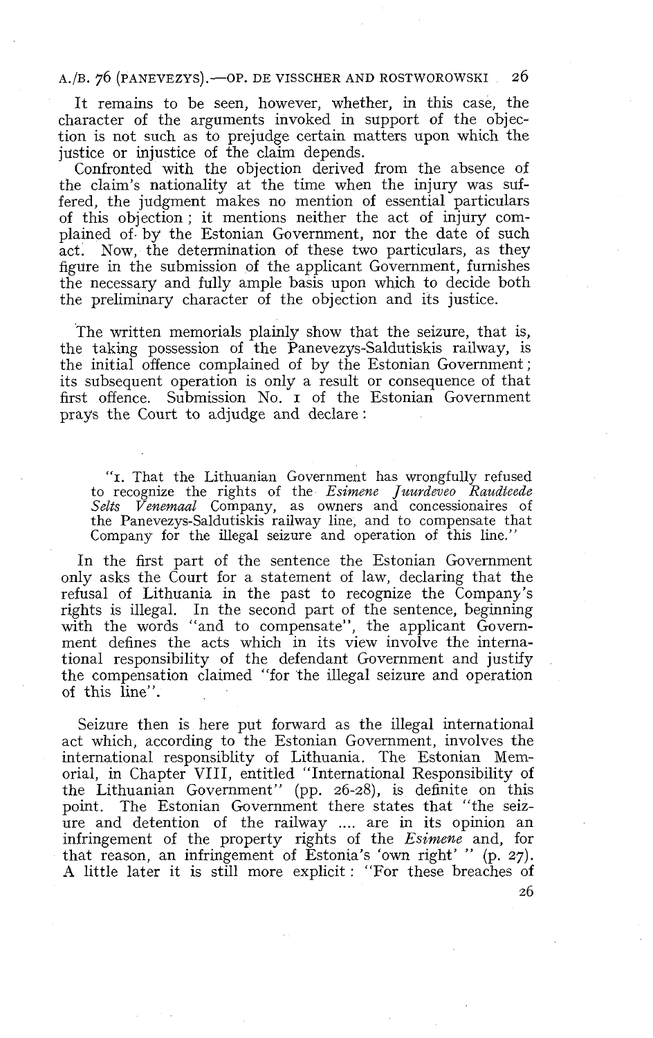It remains to be seen, however, whether, in this case, the character of the arguments invoked in support of the objection is not such as to prejudge certain matters upon which the justice or injustice of the claim depends.

Confronted with the objection derived from the absence of the claim's nationality at the time when the injury was suffered, the judgment makes no mention of essential particulars of this objection; it mentions neither the act of injury complained of by the Estonian Government, nor the date of such act. Now, the determination of these two particulars, as they figure in the submission of the applicant Government, furnishes the necessary and fully ample basis upon which to decide both the preliminary character of the objection and its justice.

The written memorials plainly show that the seizure, that is, the taking possession of the Panevezys-Saldutiskis railway, is the initial offence complained of by the Estonian Government; its subsequent operation is only a result or consequence of that first offence. Submission No. 1 of the Estonian Government prays the Court to adjudge and declare:

> "1. That the Lithuanian Government has wrongfully refused to recognize the rights of the *Esimene Juurdeveo Raudteede Selts Venemaal* Company, as owners and concessionaires of the Panevezys-Saldutiskis railway line, and to compensate that Company for the illegal seizure and operation of this line."

In the first part of the sentence the Estonian Government only asks the Court for a statement of law, declaring that the refusal of Lithuania in the past to recognize the Company's rights is illegal. In the second part of the sentence, beginning with the words "and to compensate", the applicant Government defines the acts which in its view involve the international responsibility of the defendant Government and justify the compensation claimed "for the illegal seizure and operation of this line".

Seizure then is here put forward as the illegal international act which, according to the Estonian Government, involves the international responsiblity of Lithuania. The Estonian Memorial, in Chapter VIII, entitled "International Responsibility of the Lithuanian Government" (pp. 26-28), is definite on this point. The Estonian Government there states that "the seizure and detention of the railway .... are in its opinion an infringement of the property rights of the *Esimene* and, for that reason, an infringement of Estonia's 'own right' " (p. 27). A little later it is still more explicit: "For these breaches of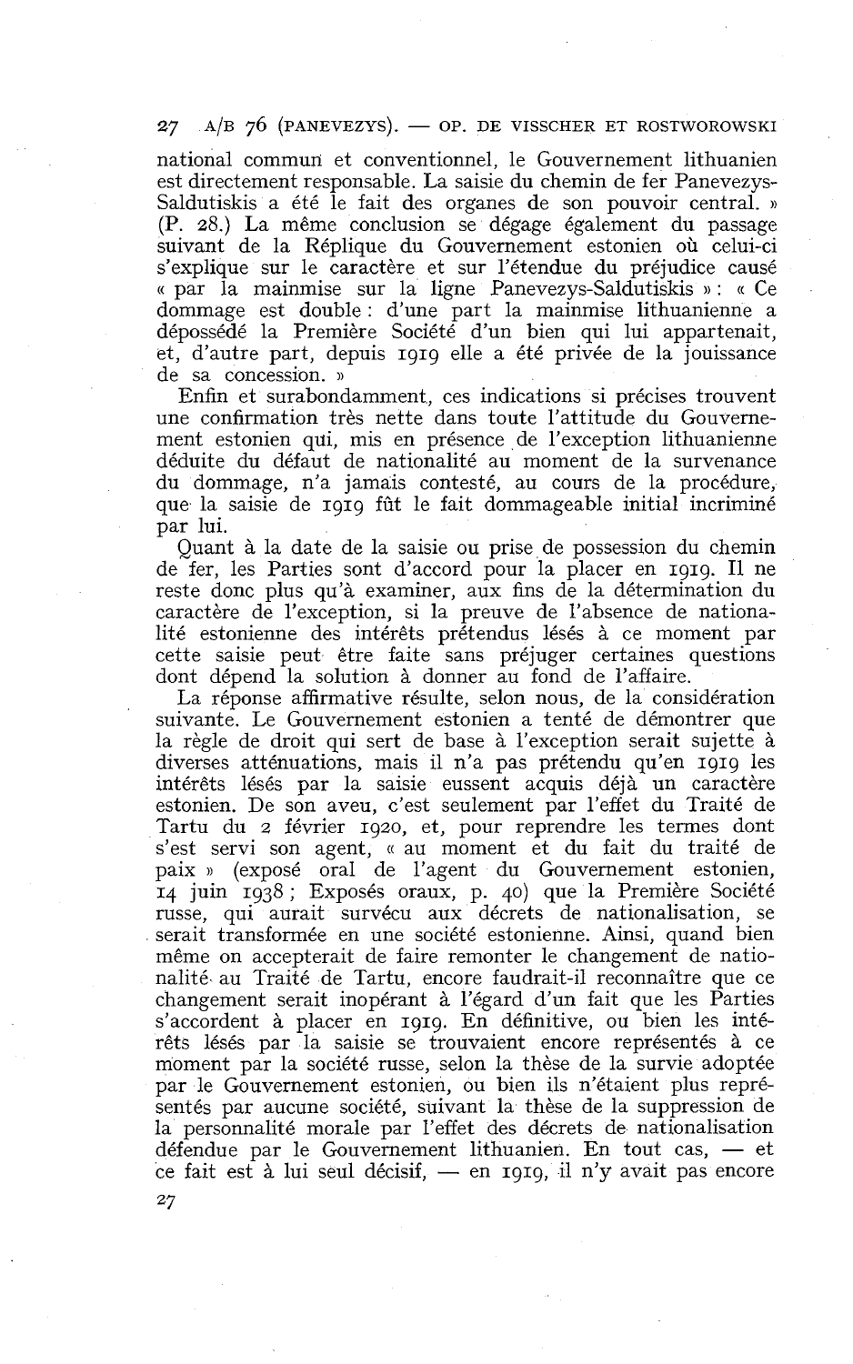national commun et conventionnel, le Gouvernement lithuanien est directement responsable. La saisie du chemin de fer Panevezys-Saldutiskis a été le fait des organes de son pouvoir central. » (P. 28.) La même conclusion se dégage également du passage suivant de la Réplique du Gouvernement estonien où celui-ci s'explique sur le caractère et sur l'étendue du préjudice causé « par la mainmise sur la ligne Panevezys-Saldutiskis » : « Ce dommage est double : d'une part la mainmise lithuanienne a dépossédé la Première Société d'un bien qui lui appartenait, et, d'autre part, depuis 1919 elle a été privée de la jouissance de sa concession. »

Enfin et surabondamment, ces indications si précises trouvent une confirmation très nette dans toute l'attitude du Gouvernement estonien qui, mis en présence de l'exception lithuanienne déduite du défaut de nationalité au moment de la survenance du dommage, n'a jamais contesté, au cours de la procédure, que la saisie de 1919 fût le fait dommageable initial incriminé par lui.

Quant à la date de la saisie ou prise de possession du chemin de fer, les Parties sont d'accord pour la placer en 1919. Il ne reste donc plus qu'à examiner, aux fins de la détermination du caractère de l'exception, si la preuve de l'absence de nationalité estonienne des intérêts prétendus lésés à ce moment par cette saisie peut être faite sans préjuger certaines questions dont dépend la solution à donner au fond de l'affaire.

La réponse affirmative résulte, selon nous, de la considération suivante. Le Gouvernement estonien a tenté de démontrer que la règle de droit qui sert de base à l'exception serait sujette à diverses atténuations, mais il n'a pas prétendu qu'en 1919 les intérêts lésés par la saisie eussent acquis déjà un caractère estonien. De son aveu, c'est seulement par l'effet du Traité de Tartu du 2 février 1920, et, pour reprendre les termes dont s'est servi son agent, « au moment et du fait du traité de paix » (exposé oral de l'agent du Gouvernement estonien, 14 juin 1938 ; Exposés oraux, p. 40) que la Première Société russe, qui aurait survécu aux décrets de nationalisation, se serait transformée en une société estonienne. Ainsi, quand bien même on accepterait de faire remonter le changement de nationalité au Traité de Tartu, encore faudrait-il reconnaître que ce changement serait inopérant à l'égard d'un fait que les Parties s'accordent à placer en 1919. En définitive, ou bien les intérêts lésés par la saisie se trouvaient encore représentés à ce moment par la société russe, selon la thèse de la survie adoptée par le Gouvernement estonien, ou bien ils n'étaient plus représentés par aucune société, suivant la thèse de la suppression de la personnalité morale par l'effet des décrets de nationalisation défendue par le Gouvernement lithuanien. En tout cas, — et ce fait est à lui seul décisif, — en 1919, il n'y avait pas encore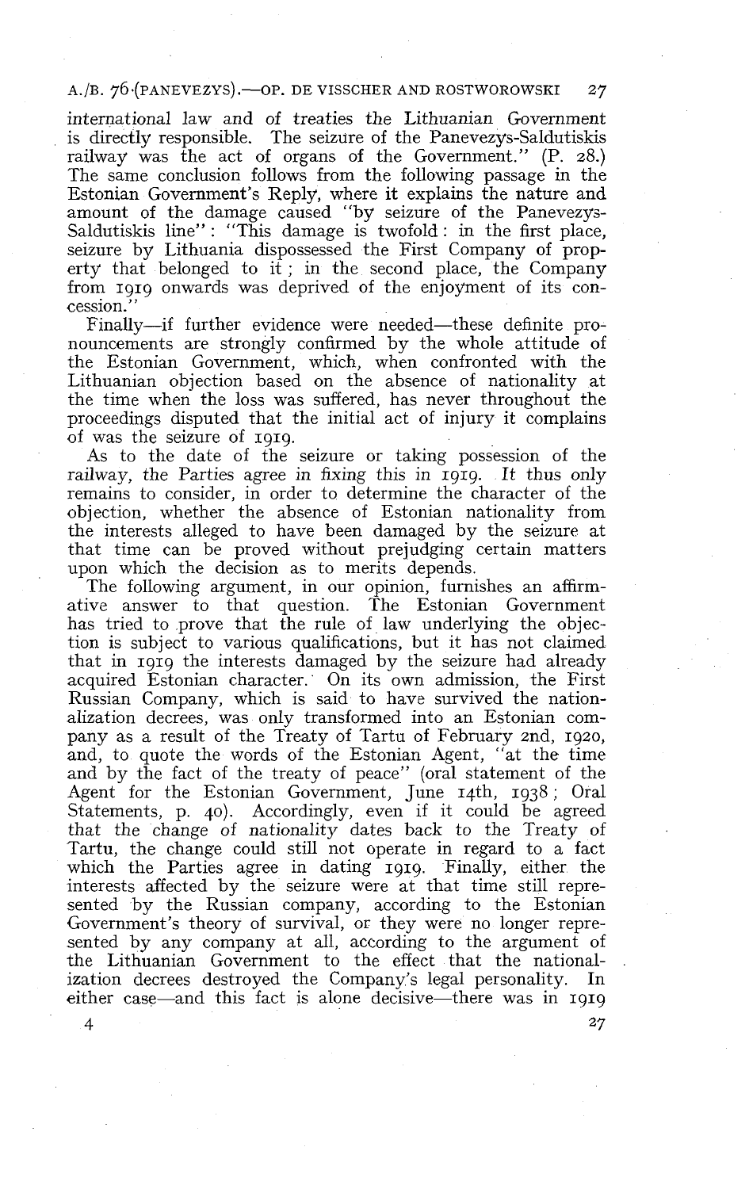*international law and of treaties the Lithuanian Government* is directly responsible. The seizure of the Panevezys-Saldutiskis railway was the act of organs of the Government." (P. 28.) The same conclusion follows from the following passage in the Estonian Government's Reply, where it explains the nature and amount of the damage caused "by seizure of the Panevezys-Saldutiskis line": "This damage is twofold: in the first place, seizure by Lithuania dispossessed the First Company of property that belonged to it; in the second place, the Company from 1919 onwards was deprived of the enjoyment of its concession."

Finally—if further evidence were needed—these definite pronouncements are strongly confirmed by the whole attitude of the Estonian Government, which, when confronted with the Lithuanian objection based on the absence of nationality at the time when the loss was suffered, has never throughout the proceedings disputed that the initial act of injury it complains of was the seizure of 1919.

As to the date of the seizure or taking possession of the railway, the Parties agree in fixing this in 1919. It thus only remains to consider, in order to determine the character of the objection, whether the absence of Estonian nationality from the interests alleged to have been damaged by the seizure at that time can be proved without prejudging certain matters upon which the decision as to merits depends.

The following argument, in our opinion, furnishes an affirmative answer to that question. The Estonian Government has tried to prove that the rule of law underlying the objection is subject to various qualifications, but it has not claimed that in 1919 the interests damaged by the seizure had already acquired Estonian character. On its own admission, the First Russian Company, which is said to have survived the nationalization decrees, was only transformed into an Estonian company as a result of the Treaty of Tartu of February 2nd, 1920, and, to quote the words of the Estonian Agent, "at the time and by the fact of the treaty of peace" (oral statement of the Agent for the Estonian Government, June 14th, 1938; Oral Statements, p. 40). Accordingly, even if it could be agreed that the change of nationality dates back to the Treaty of Tartu, the change could still not operate in regard to a fact which the Parties agree in dating 1919. Finally, either the interests affected by the seizure were at that time still represented by the Russian company, according to the Estonian Government's theory of survival, or they were no longer represented by any company at all, according to the argument of the Lithuanian Government to the effect that the nationalization decrees destroyed the Company's legal personality. In either case—and this fact is alone decisive—there was in 1919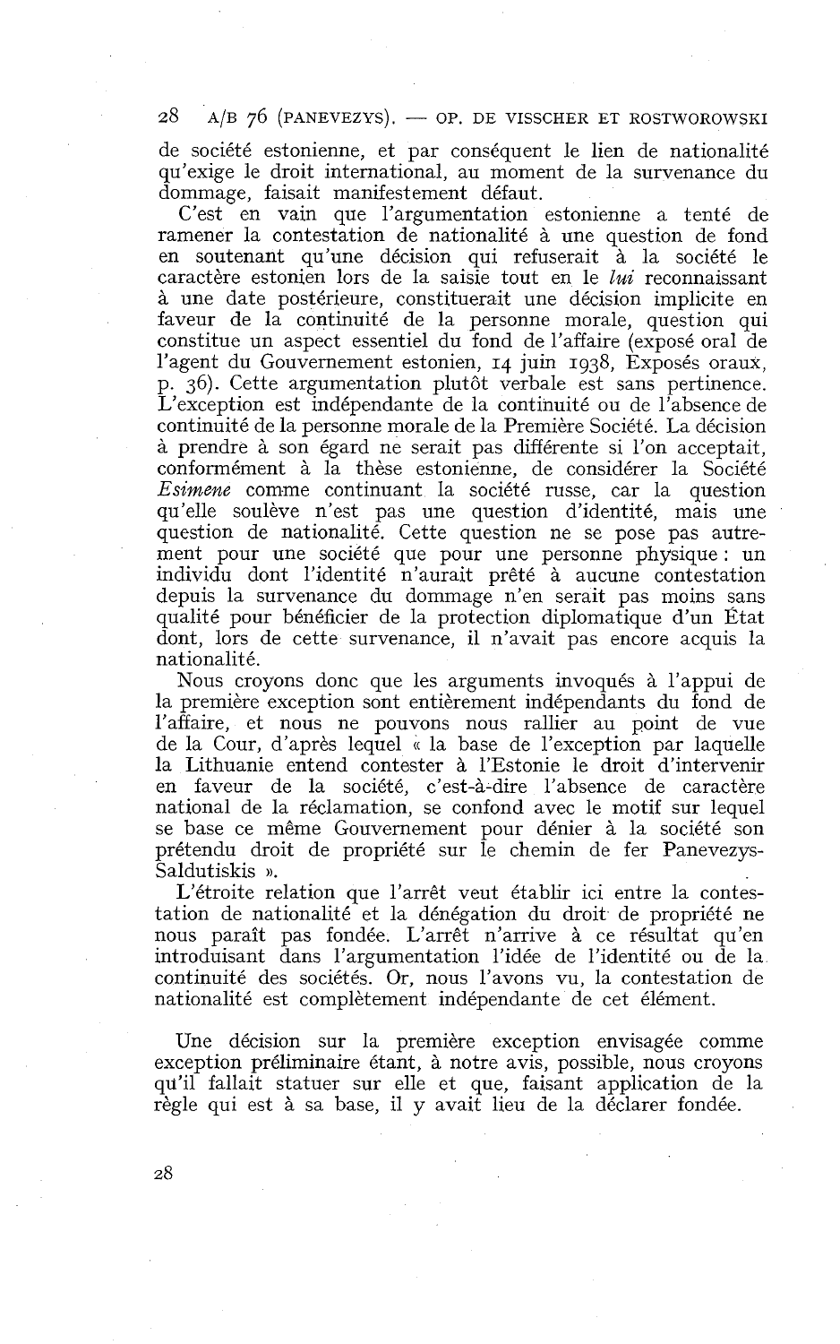de société estonienne, et par conséquent le lien de nationalité qu'exige le droit international, au moment de la survenance du dommage, faisait manifestement défaut.

C'est en vain que l'argumentation estonienne a tenté de ramener la contestation de nationalité à une question de fond en soutenant qu'une décision qui refuserait à la société le caractère estonien lors de la saisie tout en le *lui* reconnaissant à une date postérieure, constituerait une décision implicite en faveur de la continuité de la personne morale, question qui constitue un aspect essentiel du fond de l'affaire (exposé oral de l'agent du Gouvernement estonien, 14 juin 1938, Exposés oraux, p. 36). Cette argumentation plutôt verbale est sans pertinence. L'exception est indépendante de la continuité ou de l'absence de continuité de la personne morale de la Première Société. La décision à prendre à son égard ne serait pas différente si l'on acceptait, conformément à la thèse estonienne, de considérer la Société *Esimene* comme continuant la société russe, car la question qu'elle soulève n'est pas une question d'identité, mais une question de nationalité. Cette question ne se pose pas autrement pour une société que pour une personne physique : un individu dont l'identité n'aurait prêté à aucune contestation depuis la survenance du dommage n'en serait pas moins sans qualité pour bénéficier de la protection diplomatique d'un État dont, lors de cette survenance, il n'avait pas encore acquis la nationalité.

Nous croyons donc que les arguments invoqués à l'appui de la première exception sont entièrement indépendants du fond de l'affaire, et nous ne pouvons nous rallier au point de vue de la Cour, d'après lequel « la base de l'exception par laquelle la Lithuanie entend contester à l'Estonie le droit d'intervenir en faveur de la société, c'est-à-dire l'absence de caractère national de la réclamation, se confond avec le motif sur lequel se base ce même Gouvernement pour dénier à la société son prétendu droit de propriété sur le chemin de fer Panevezys-Saldutiskis ».

L'étroite relation que l'arrêt veut établir ici entre la contestation de nationalité et la dénégation du droit de propriété ne nous paraît pas fondée. L'arrêt n'arrive à ce résultat qu'en introduisant dans l'argumentation l'idée de l'identité ou de la continuité des sociétés. Or, nous l'avons vu, la contestation de nationalité est complètement indépendante de cet élément.

Une décision sur la première exception envisagée comme exception préliminaire étant, à notre avis, possible, nous croyons qu'il fallait statuer sur elle et que, faisant application de la règle qui est à sa base, il y avait lieu de la déclarer fondée.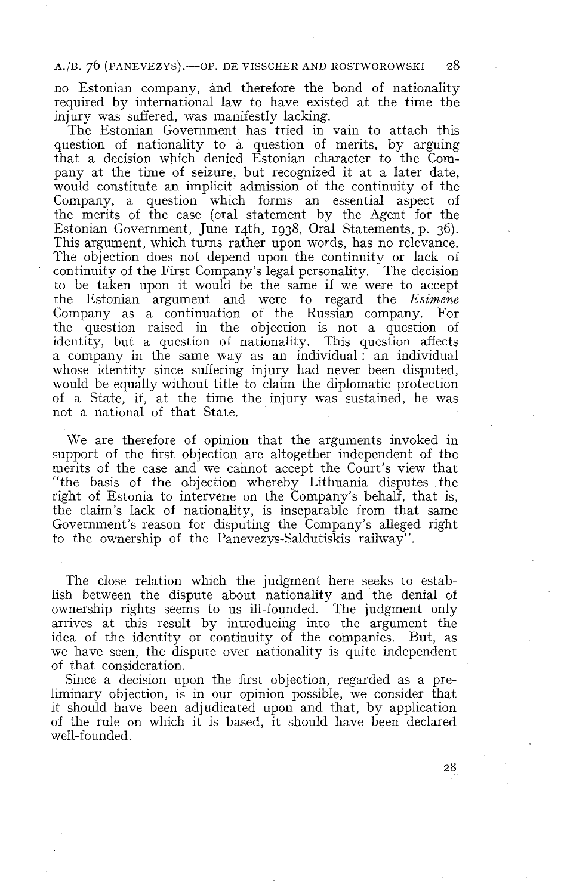no Estonian company, and therefore the bond of nationality required by international law to have existed at the time the injury was suffered, was manifestly lacking.

The Estonian Government has tried in vain to attach this question of nationality to a question of merits, by arguing that a decision which denied Estonian character to the Company at the time of seizure, but recognized it at a later date, would constitute an implicit admission of the continuity of the Company, a question which forms an essential aspect of the merits of the case (oral statement by the Agent for the Estonian Government, June 14th, 1938, Oral Statements, p. 36). This argument, which turns rather upon words, has no relevance. The objection does not depend upon the continuity or lack of continuity of the First Company's legal personality. The decision to be taken upon it would be the same if we were to accept the Estonian argument and were to regard the *Esimene* Company as a continuation of the Russian company. For the question raised in the objection is not a question of identity, but a question of nationality. This question affects a company in the same way as an individual: an individual whose identity since suffering injury had never been disputed, would be equally without title to claim the diplomatic protection of a State, if, at the time the injury was sustained, he was not a national of that State.

We are therefore of opinion that the arguments invoked in support of the first objection are altogether independent of the merits of the case and we cannot accept the Court's view that "the basis of the objection whereby Lithuania disputes the right of Estonia to intervene on the Company's behalf, that is, the claim's lack of nationality, is inseparable from that same Government's reason for disputing the Company's alleged right to the ownership of the Panevezys-Saldutiskis railway".

The close relation which the judgment here seeks to establish between the dispute about nationality and the denial of ownership rights seems to us ill-founded. The judgment only arrives at this result by introducing into the argument the idea of the identity or continuity of the companies. But, as we have seen, the dispute over nationality is quite independent of that consideration.

Since a decision upon the first objection, regarded as a preliminary objection, is in our opinion possible, we consider that it should have been adjudicated upon and that, by application of the rule on which it is based, it should have been declared well-founded.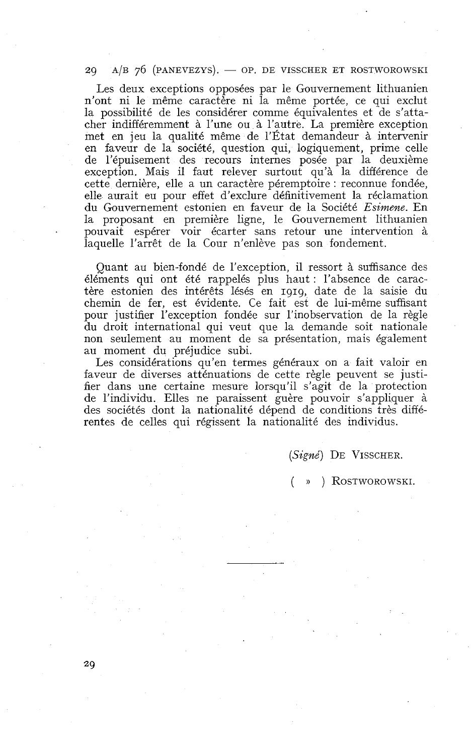Les deux exceptions opposées par le Gouvernement lithuanien n'ont ni le même caractère ni la même portée, ce qui exclut la possibilité de les considérer comme équivalentes et de s'attacher indifféremment à l'une ou à l'autre. La première exception met en jeu la qualité même de l'État demandeur à intervenir en faveur de la société, question qui, logiquement, prime celle de l'épuisement des recours internes posée par la deuxième exception. Mais il faut relever surtout qu'à la différence de cette dernière, elle a un caractère péremptoire : reconnue fondée, elle aurait eu pour effet d'exclure définitivement la réclamation du Gouvernement estonien en faveur de la Société *Esimene*. En la proposant en première ligne, le Gouvernement lithuanien pouvait espérer voir écarter sans retour une intervention à laquelle l'arrêt de la Cour n'enlève pas son fondement.

Quant au bien-fondé de l'exception, il ressort à suffisance des éléments qui ont été rappelés plus haut : l'absence de caractère estonien des intérêts lésés en 1919, date de la saisie du chemin de fer, est évidente. Ce fait est de lui-même suffisant pour justifier l'exception fondée sur l'inobservation de la règle du droit international qui veut que la demande soit nationale non seulement au moment de sa présentation, mais également au moment du préjudice subi.

Les considérations qu'en termes généraux on a fait valoir en faveur de diverses atténuations de cette règle peuvent se justifier dans une certaine mesure lorsqu'il s'agit de la protection de l'individu. Elles ne paraissent guère pouvoir s'appliquer à des sociétés dont la nationalité dépend de conditions très différentes de celles qui régissent la nationalité des individus.

(*Signé*) DE VISSCHER.

( » ) ROSTWOROWSKI.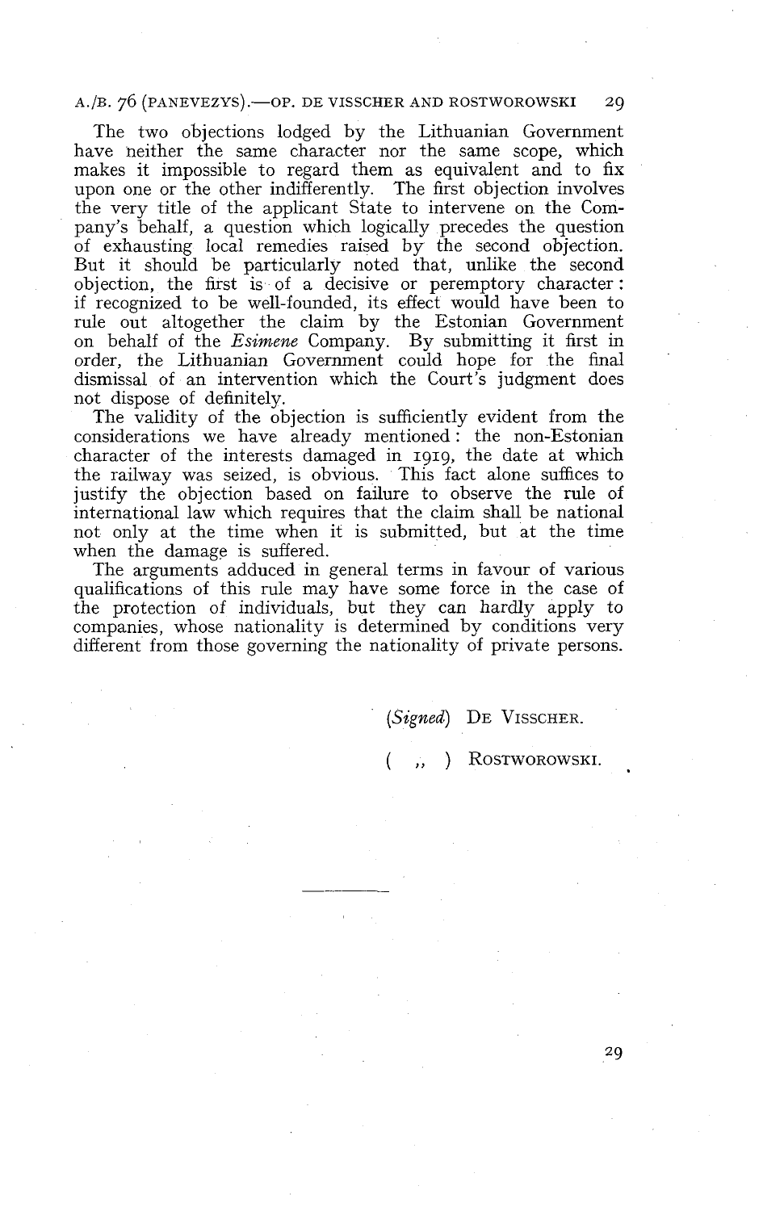The two objections lodged by the Lithuanian Government have neither the same character nor the same scope, which makes it impossible to regard them as equivalent and to fix upon one or the other indifferently. The first objection involves the very title of the applicant State to intervene on the Company's behalf, a question which logically precedes the question of exhausting local remedies raised by the second objection. But it should be particularly noted that, unlike the second objection, the first is of a decisive or peremptory character: if recognized to be well-founded, its effect would have been to rule out altogether the claim by the Estonian Government on behalf of the *Esimene* Company. By submitting it first in order, the Lithuanian Government could hope for the final dismissal of an intervention which the Court's judgment does not dispose of definitely.

The validity of the objection is sufficiently evident from the considerations we have already mentioned: the non-Estonian character of the interests damaged in 1919, the date at which the railway was seized, is obvious. This fact alone suffices to justify the objection based on failure to observe the rule of international law which requires that the claim shall be national not only at the time when it is submitted, but at the time when the damage is suffered.

The arguments adduced in general terms in favour of various qualifications of this rule may have some force in the case of the protection of individuals, but they can hardly apply to companies, whose nationality is determined by conditions very different from those governing the nationality of private persons.

(*Signed*) DE VISSCHER.

( ,, ) ROSTWOROWSKI.